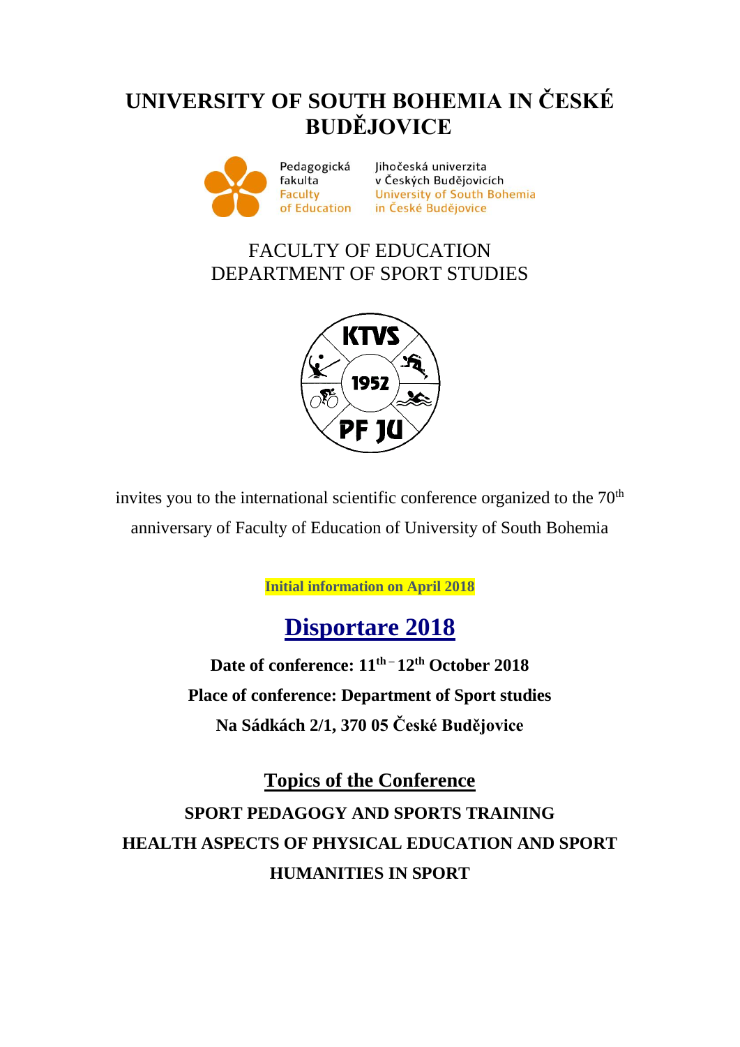# UNIVERSITY OF SOUTH BOHEMIA IN ČESKÉ BUDĚJOVICE

Pedagogická fakulta
Faculty of Education

Jihočeská univerzita v Českých Budějovicích
University of South Bohemia in České Budějovice

FACULTY OF EDUCATION
DEPARTMENT OF SPORT STUDIES

KTVS
1952
PF JU

invites you to the international scientific conference organized to the 70th anniversary of Faculty of Education of University of South Bohemia

**Initial information on April 2018**

## Disportare 2018

**Date of conference: 11th – 12th October 2018**

**Place of conference: Department of Sport studies**

**Na Sádkách 2/1, 370 05 České Budějovice**

## Topics of the Conference

**SPORT PEDAGOGY AND SPORTS TRAINING**

**HEALTH ASPECTS OF PHYSICAL EDUCATION AND SPORT**

**HUMANITIES IN SPORT**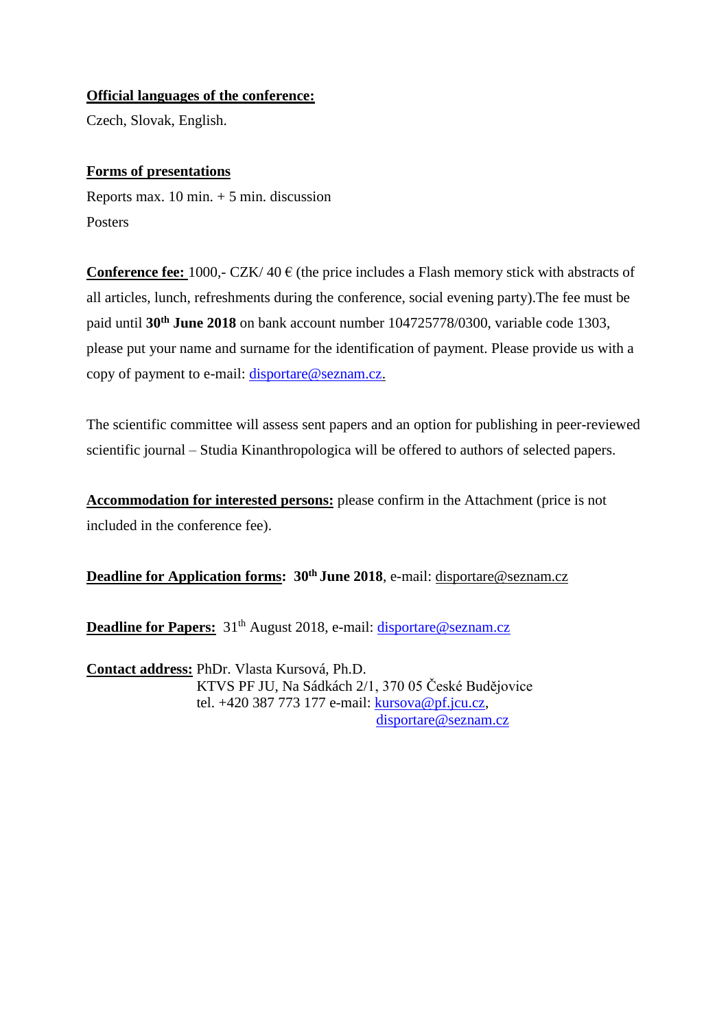**Official languages of the conference:**

Czech, Slovak, English.

**Forms of presentations**

Reports max. 10 min. + 5 min. discussion

Posters

**Conference fee:** 1000,- CZK/ 40 € (the price includes a Flash memory stick with abstracts of all articles, lunch, refreshments during the conference, social evening party).The fee must be paid until **30th June 2018** on bank account number 104725778/0300, variable code 1303, please put your name and surname for the identification of payment. Please provide us with a copy of payment to e-mail: disportare@seznam.cz.

The scientific committee will assess sent papers and an option for publishing in peer-reviewed scientific journal – Studia Kinanthropologica will be offered to authors of selected papers.

**Accommodation for interested persons:** please confirm in the Attachment (price is not included in the conference fee).

**Deadline for Application forms: 30th June 2018**, e-mail: disportare@seznam.cz

**Deadline for Papers:** 31th August 2018, e-mail: disportare@seznam.cz

**Contact address:** PhDr. Vlasta Kursová, Ph.D.
KTVS PF JU, Na Sádkách 2/1, 370 05 České Budějovice
tel. +420 387 773 177 e-mail: kursova@pf.jcu.cz,
disportare@seznam.cz